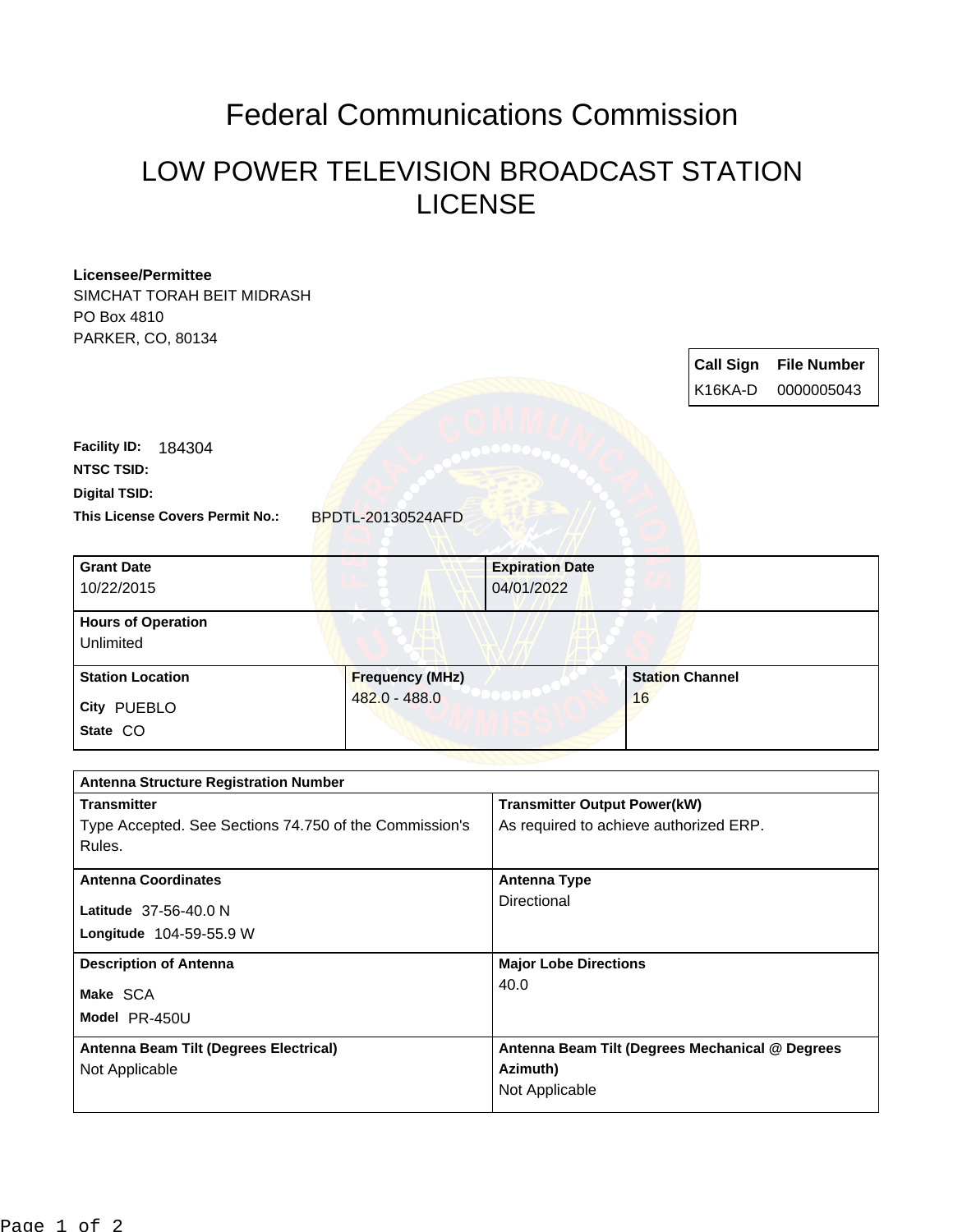# Federal Communications Commission

## LOW POWER TELEVISION BROADCAST STATION LICENSE

**Licensee/Permittee**
SIMCHAT TORAH BEIT MIDRASH
PO Box 4810
PARKER, CO, 80134

| Call Sign | File Number |
|---|---|
| K16KA-D | 0000005043 |

**Facility ID:** 184304
**NTSC TSID:**
**Digital TSID:**
**This License Covers Permit No.:** BPDTL-20130524AFD

| Grant Date | Expiration Date |
|---|---|
| 10/22/2015 | 04/01/2022 |

**Hours of Operation**
Unlimited

| Station Location | Frequency (MHz) | Station Channel |
|---|---|---|
| City PUEBLO<br>State CO | 482.0 - 488.0 | 16 |

**Antenna Structure Registration Number**

| Transmitter | Transmitter Output Power(kW) |
|---|---|
| Type Accepted. See Sections 74.750 of the Commission's Rules. | As required to achieve authorized ERP. |

| Antenna Coordinates | Antenna Type |
|---|---|
| Latitude 37-56-40.0 N<br>Longitude 104-59-55.9 W | Directional |

| Description of Antenna | Major Lobe Directions |
|---|---|
| Make SCA<br>Model PR-450U | 40.0 |

| Antenna Beam Tilt (Degrees Electrical) | Antenna Beam Tilt (Degrees Mechanical @ Degrees Azimuth) |
|---|---|
| Not Applicable | Not Applicable |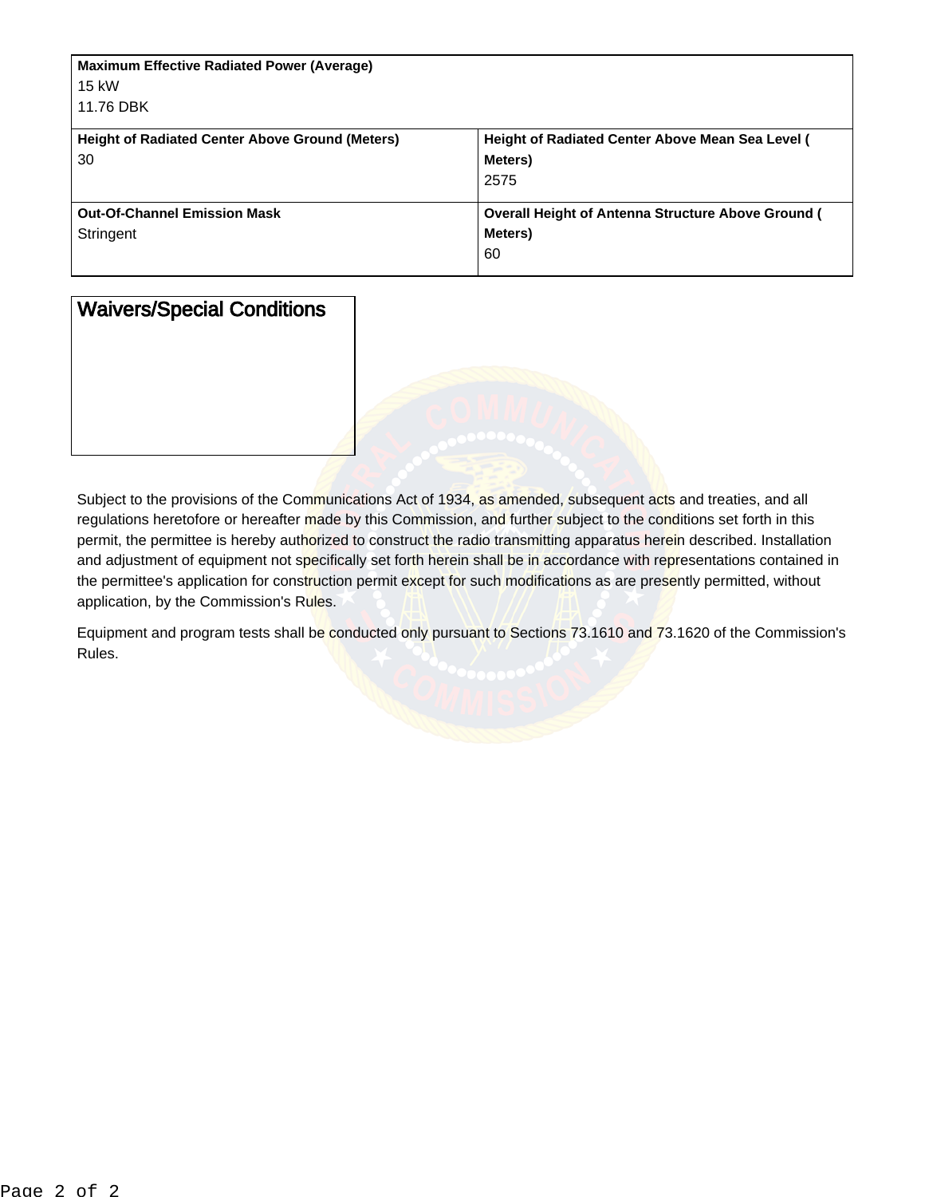| | |
|---|---|
| **Maximum Effective Radiated Power (Average)**<br>15 kW<br>11.76 DBK | |
| **Height of Radiated Center Above Ground (Meters)**<br>30 | **Height of Radiated Center Above Mean Sea Level ( Meters)**<br>2575 |
| **Out-Of-Channel Emission Mask**<br>Stringent | **Overall Height of Antenna Structure Above Ground ( Meters)**<br>60 |

## Waivers/Special Conditions

Subject to the provisions of the Communications Act of 1934, as amended, subsequent acts and treaties, and all regulations heretofore or hereafter made by this Commission, and further subject to the conditions set forth in this permit, the permittee is hereby authorized to construct the radio transmitting apparatus herein described. Installation and adjustment of equipment not specifically set forth herein shall be in accordance with representations contained in the permittee's application for construction permit except for such modifications as are presently permitted, without application, by the Commission's Rules.

Equipment and program tests shall be conducted only pursuant to Sections 73.1610 and 73.1620 of the Commission's Rules.